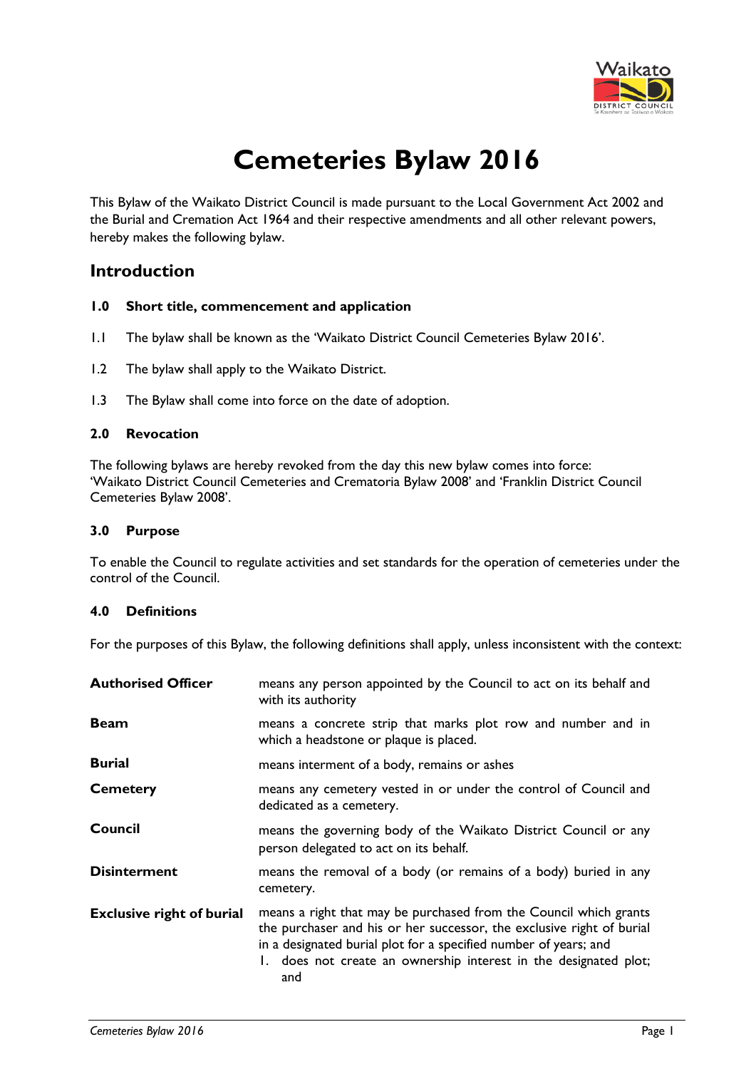# Cemeteries Bylaw 2016

This Bylaw of the Waikato District Council is made pursuant to the Local Government Act 2002 and the Burial and Cremation Act 1964 and their respective amendments and all other relevant powers, hereby makes the following bylaw.

## Introduction

### 1.0 Short title, commencement and application

1.1 The bylaw shall be known as the 'Waikato District Council Cemeteries Bylaw 2016'.

1.2 The bylaw shall apply to the Waikato District.

1.3 The Bylaw shall come into force on the date of adoption.

### 2.0 Revocation

The following bylaws are hereby revoked from the day this new bylaw comes into force: 'Waikato District Council Cemeteries and Crematoria Bylaw 2008' and 'Franklin District Council Cemeteries Bylaw 2008'.

### 3.0 Purpose

To enable the Council to regulate activities and set standards for the operation of cemeteries under the control of the Council.

### 4.0 Definitions

For the purposes of this Bylaw, the following definitions shall apply, unless inconsistent with the context:

**Authorised Officer** means any person appointed by the Council to act on its behalf and with its authority

**Beam** means a concrete strip that marks plot row and number and in which a headstone or plaque is placed.

**Burial** means interment of a body, remains or ashes

**Cemetery** means any cemetery vested in or under the control of Council and dedicated as a cemetery.

**Council** means the governing body of the Waikato District Council or any person delegated to act on its behalf.

**Disinterment** means the removal of a body (or remains of a body) buried in any cemetery.

**Exclusive right of burial** means a right that may be purchased from the Council which grants the purchaser and his or her successor, the exclusive right of burial in a designated burial plot for a specified number of years; and

1. does not create an ownership interest in the designated plot; and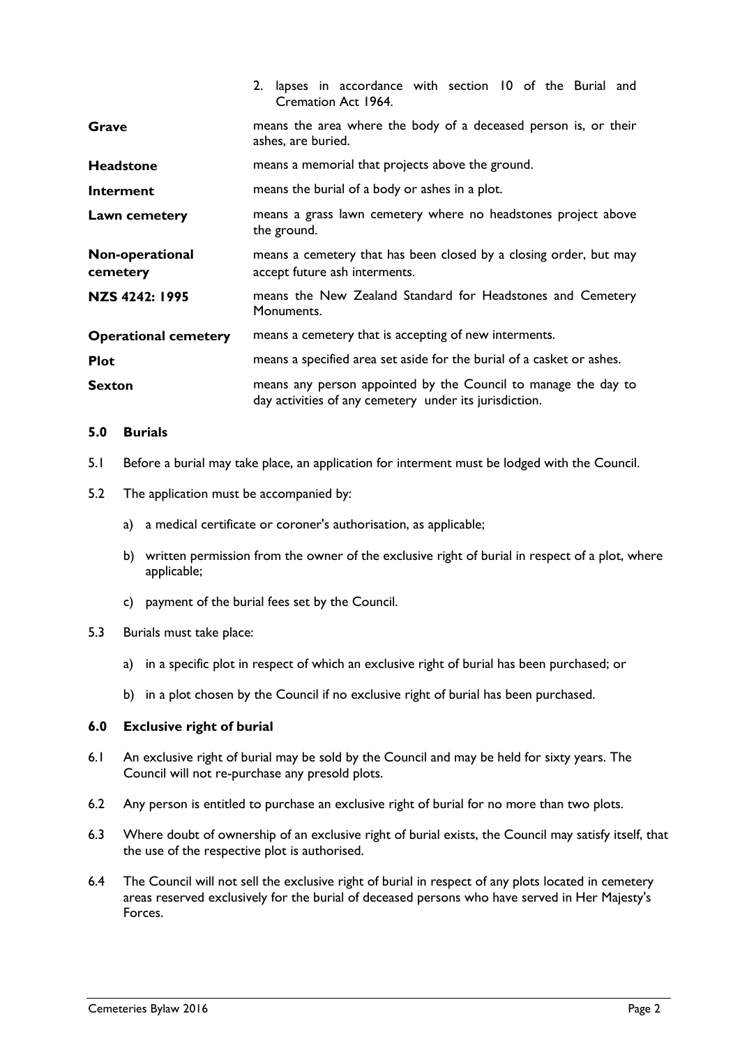2. lapses in accordance with section 10 of the Burial and Cremation Act 1964.

| | |
|---|---|
| **Grave** | means the area where the body of a deceased person is, or their ashes, are buried. |
| **Headstone** | means a memorial that projects above the ground. |
| **Interment** | means the burial of a body or ashes in a plot. |
| **Lawn cemetery** | means a grass lawn cemetery where no headstones project above the ground. |
| **Non-operational cemetery** | means a cemetery that has been closed by a closing order, but may accept future ash interments. |
| **NZS 4242: 1995** | means the New Zealand Standard for Headstones and Cemetery Monuments. |
| **Operational cemetery** | means a cemetery that is accepting of new interments. |
| **Plot** | means a specified area set aside for the burial of a casket or ashes. |
| **Sexton** | means any person appointed by the Council to manage the day to day activities of any cemetery under its jurisdiction. |

## 5.0 Burials

5.1 Before a burial may take place, an application for interment must be lodged with the Council.

5.2 The application must be accompanied by:

a) a medical certificate or coroner's authorisation, as applicable;

b) written permission from the owner of the exclusive right of burial in respect of a plot, where applicable;

c) payment of the burial fees set by the Council.

5.3 Burials must take place:

a) in a specific plot in respect of which an exclusive right of burial has been purchased; or

b) in a plot chosen by the Council if no exclusive right of burial has been purchased.

## 6.0 Exclusive right of burial

6.1 An exclusive right of burial may be sold by the Council and may be held for sixty years. The Council will not re-purchase any presold plots.

6.2 Any person is entitled to purchase an exclusive right of burial for no more than two plots.

6.3 Where doubt of ownership of an exclusive right of burial exists, the Council may satisfy itself, that the use of the respective plot is authorised.

6.4 The Council will not sell the exclusive right of burial in respect of any plots located in cemetery areas reserved exclusively for the burial of deceased persons who have served in Her Majesty's Forces.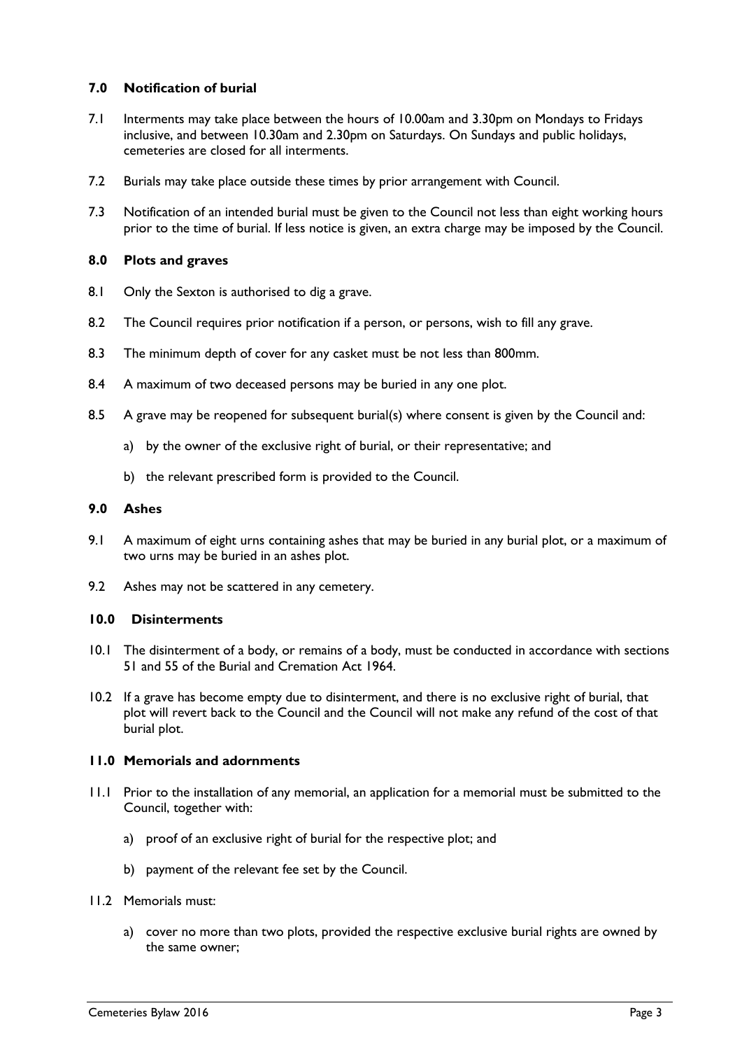## 7.0 Notification of burial

7.1 Interments may take place between the hours of 10.00am and 3.30pm on Mondays to Fridays inclusive, and between 10.30am and 2.30pm on Saturdays. On Sundays and public holidays, cemeteries are closed for all interments.

7.2 Burials may take place outside these times by prior arrangement with Council.

7.3 Notification of an intended burial must be given to the Council not less than eight working hours prior to the time of burial. If less notice is given, an extra charge may be imposed by the Council.

## 8.0 Plots and graves

8.1 Only the Sexton is authorised to dig a grave.

8.2 The Council requires prior notification if a person, or persons, wish to fill any grave.

8.3 The minimum depth of cover for any casket must be not less than 800mm.

8.4 A maximum of two deceased persons may be buried in any one plot.

8.5 A grave may be reopened for subsequent burial(s) where consent is given by the Council and:

a) by the owner of the exclusive right of burial, or their representative; and

b) the relevant prescribed form is provided to the Council.

## 9.0 Ashes

9.1 A maximum of eight urns containing ashes that may be buried in any burial plot, or a maximum of two urns may be buried in an ashes plot.

9.2 Ashes may not be scattered in any cemetery.

## 10.0 Disinterments

10.1 The disinterment of a body, or remains of a body, must be conducted in accordance with sections 51 and 55 of the Burial and Cremation Act 1964.

10.2 If a grave has become empty due to disinterment, and there is no exclusive right of burial, that plot will revert back to the Council and the Council will not make any refund of the cost of that burial plot.

## 11.0 Memorials and adornments

11.1 Prior to the installation of any memorial, an application for a memorial must be submitted to the Council, together with:

a) proof of an exclusive right of burial for the respective plot; and

b) payment of the relevant fee set by the Council.

11.2 Memorials must:

a) cover no more than two plots, provided the respective exclusive burial rights are owned by the same owner;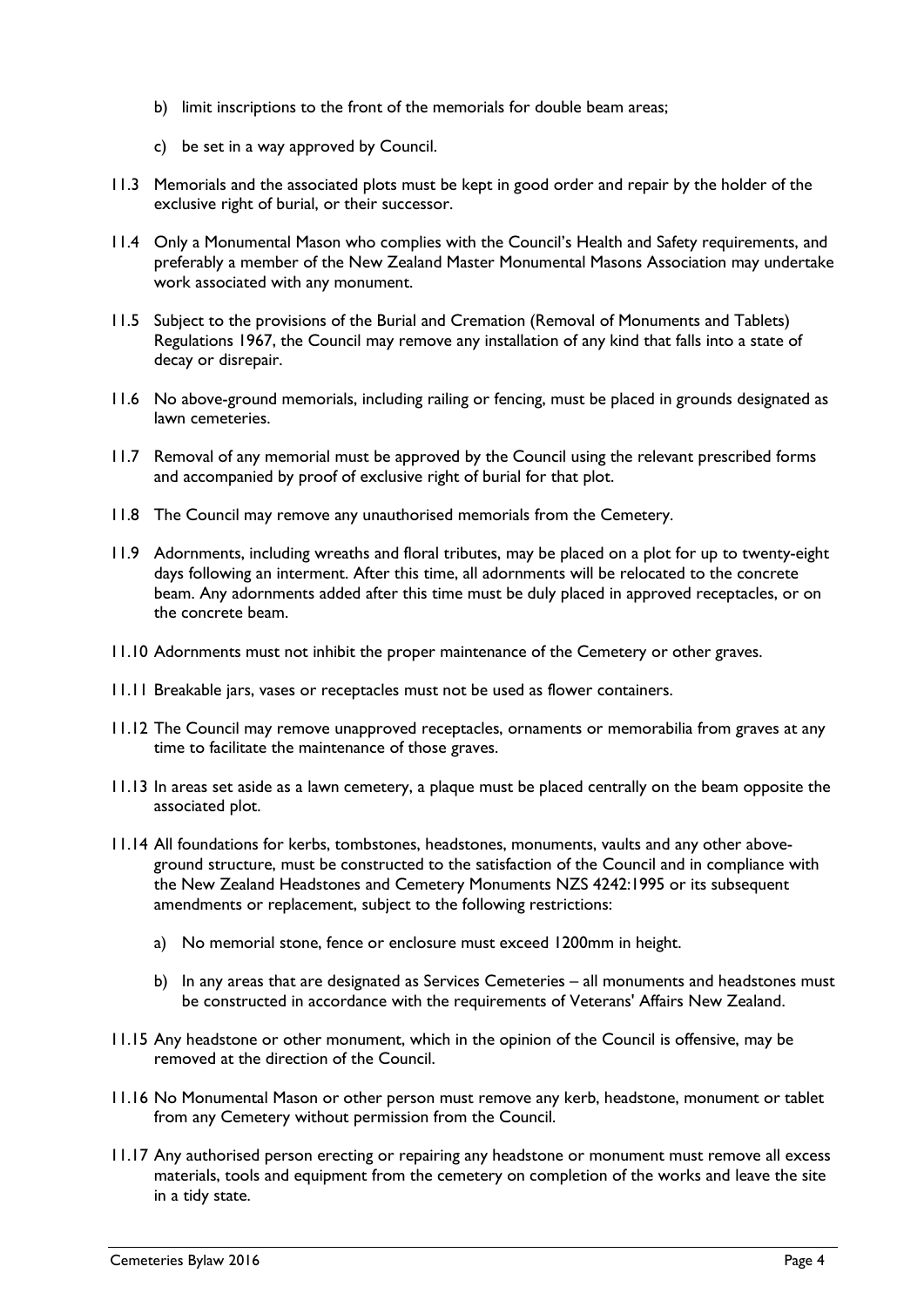b) limit inscriptions to the front of the memorials for double beam areas;

c) be set in a way approved by Council.

11.3 Memorials and the associated plots must be kept in good order and repair by the holder of the exclusive right of burial, or their successor.

11.4 Only a Monumental Mason who complies with the Council's Health and Safety requirements, and preferably a member of the New Zealand Master Monumental Masons Association may undertake work associated with any monument.

11.5 Subject to the provisions of the Burial and Cremation (Removal of Monuments and Tablets) Regulations 1967, the Council may remove any installation of any kind that falls into a state of decay or disrepair.

11.6 No above-ground memorials, including railing or fencing, must be placed in grounds designated as lawn cemeteries.

11.7 Removal of any memorial must be approved by the Council using the relevant prescribed forms and accompanied by proof of exclusive right of burial for that plot.

11.8 The Council may remove any unauthorised memorials from the Cemetery.

11.9 Adornments, including wreaths and floral tributes, may be placed on a plot for up to twenty-eight days following an interment. After this time, all adornments will be relocated to the concrete beam. Any adornments added after this time must be duly placed in approved receptacles, or on the concrete beam.

11.10 Adornments must not inhibit the proper maintenance of the Cemetery or other graves.

11.11 Breakable jars, vases or receptacles must not be used as flower containers.

11.12 The Council may remove unapproved receptacles, ornaments or memorabilia from graves at any time to facilitate the maintenance of those graves.

11.13 In areas set aside as a lawn cemetery, a plaque must be placed centrally on the beam opposite the associated plot.

11.14 All foundations for kerbs, tombstones, headstones, monuments, vaults and any other above-ground structure, must be constructed to the satisfaction of the Council and in compliance with the New Zealand Headstones and Cemetery Monuments NZS 4242:1995 or its subsequent amendments or replacement, subject to the following restrictions:

a) No memorial stone, fence or enclosure must exceed 1200mm in height.

b) In any areas that are designated as Services Cemeteries – all monuments and headstones must be constructed in accordance with the requirements of Veterans' Affairs New Zealand.

11.15 Any headstone or other monument, which in the opinion of the Council is offensive, may be removed at the direction of the Council.

11.16 No Monumental Mason or other person must remove any kerb, headstone, monument or tablet from any Cemetery without permission from the Council.

11.17 Any authorised person erecting or repairing any headstone or monument must remove all excess materials, tools and equipment from the cemetery on completion of the works and leave the site in a tidy state.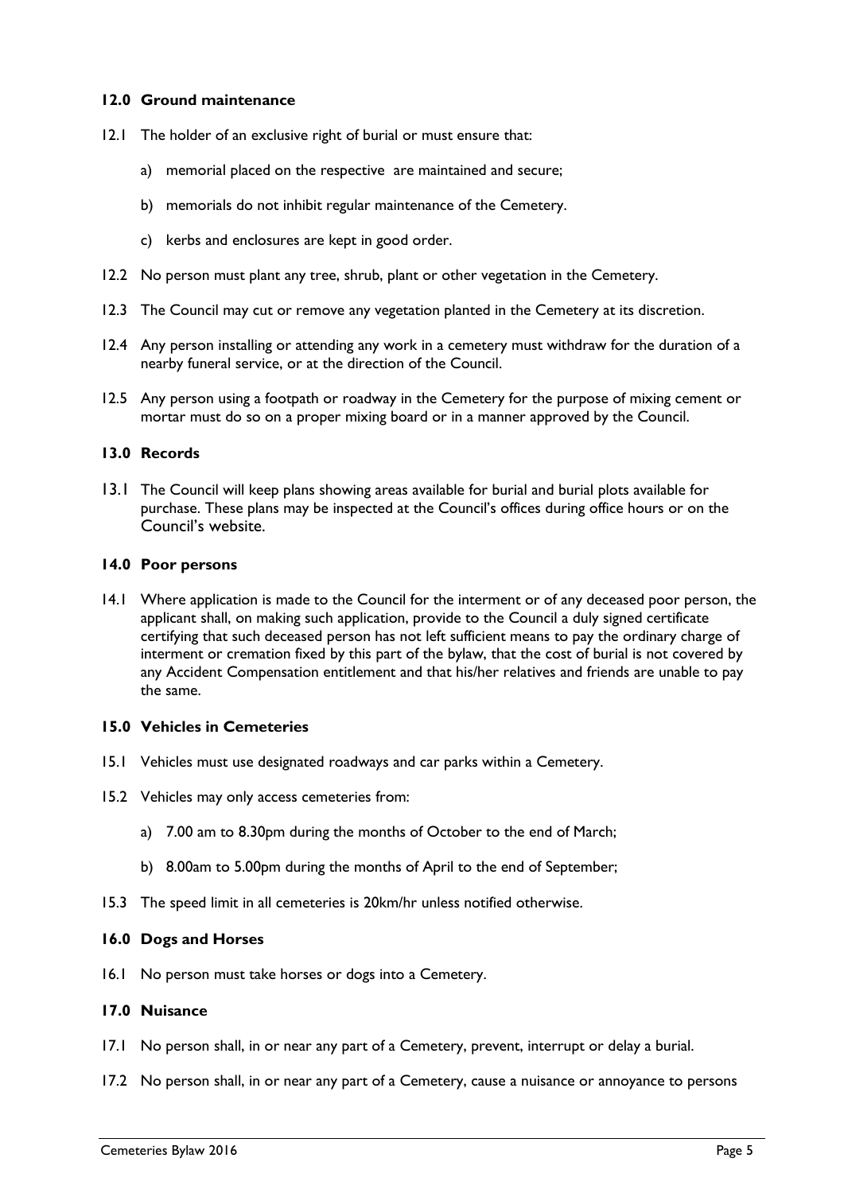## 12.0 Ground maintenance

12.1 The holder of an exclusive right of burial or must ensure that:

a) memorial placed on the respective are maintained and secure;

b) memorials do not inhibit regular maintenance of the Cemetery.

c) kerbs and enclosures are kept in good order.

12.2 No person must plant any tree, shrub, plant or other vegetation in the Cemetery.

12.3 The Council may cut or remove any vegetation planted in the Cemetery at its discretion.

12.4 Any person installing or attending any work in a cemetery must withdraw for the duration of a nearby funeral service, or at the direction of the Council.

12.5 Any person using a footpath or roadway in the Cemetery for the purpose of mixing cement or mortar must do so on a proper mixing board or in a manner approved by the Council.

## 13.0 Records

13.1 The Council will keep plans showing areas available for burial and burial plots available for purchase. These plans may be inspected at the Council's offices during office hours or on the Council's website.

## 14.0 Poor persons

14.1 Where application is made to the Council for the interment or of any deceased poor person, the applicant shall, on making such application, provide to the Council a duly signed certificate certifying that such deceased person has not left sufficient means to pay the ordinary charge of interment or cremation fixed by this part of the bylaw, that the cost of burial is not covered by any Accident Compensation entitlement and that his/her relatives and friends are unable to pay the same.

## 15.0 Vehicles in Cemeteries

15.1 Vehicles must use designated roadways and car parks within a Cemetery.

15.2 Vehicles may only access cemeteries from:

a) 7.00 am to 8.30pm during the months of October to the end of March;

b) 8.00am to 5.00pm during the months of April to the end of September;

15.3 The speed limit in all cemeteries is 20km/hr unless notified otherwise.

## 16.0 Dogs and Horses

16.1 No person must take horses or dogs into a Cemetery.

## 17.0 Nuisance

17.1 No person shall, in or near any part of a Cemetery, prevent, interrupt or delay a burial.

17.2 No person shall, in or near any part of a Cemetery, cause a nuisance or annoyance to persons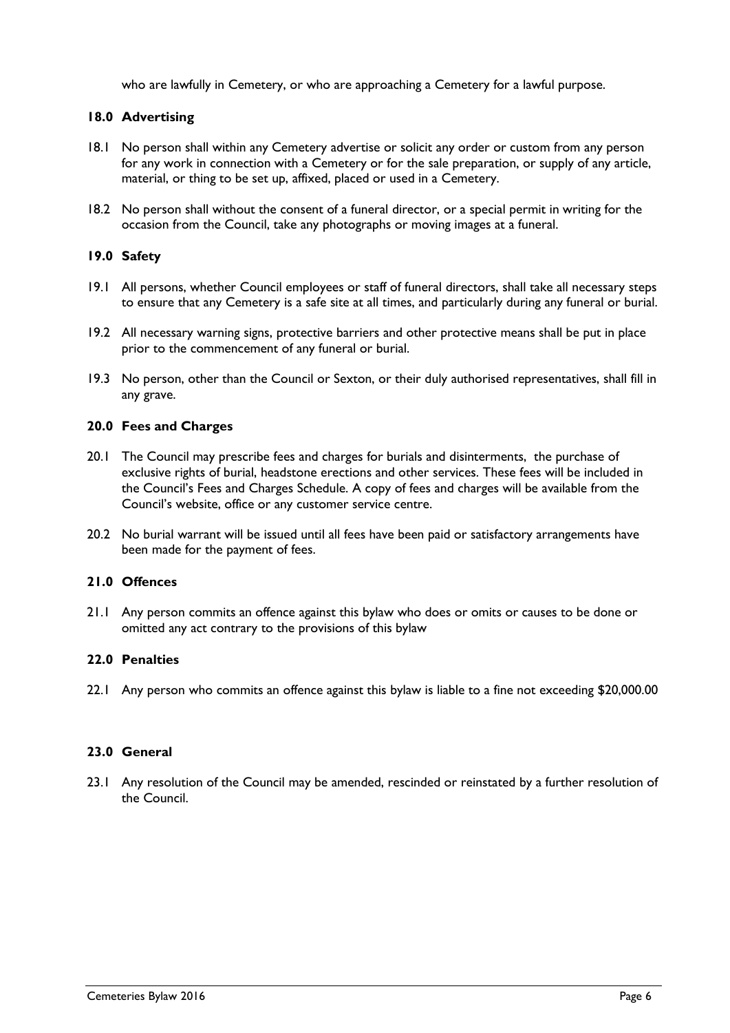who are lawfully in Cemetery, or who are approaching a Cemetery for a lawful purpose.

### 18.0 Advertising

18.1 No person shall within any Cemetery advertise or solicit any order or custom from any person for any work in connection with a Cemetery or for the sale preparation, or supply of any article, material, or thing to be set up, affixed, placed or used in a Cemetery.

18.2 No person shall without the consent of a funeral director, or a special permit in writing for the occasion from the Council, take any photographs or moving images at a funeral.

### 19.0 Safety

19.1 All persons, whether Council employees or staff of funeral directors, shall take all necessary steps to ensure that any Cemetery is a safe site at all times, and particularly during any funeral or burial.

19.2 All necessary warning signs, protective barriers and other protective means shall be put in place prior to the commencement of any funeral or burial.

19.3 No person, other than the Council or Sexton, or their duly authorised representatives, shall fill in any grave.

### 20.0 Fees and Charges

20.1 The Council may prescribe fees and charges for burials and disinterments, the purchase of exclusive rights of burial, headstone erections and other services. These fees will be included in the Council's Fees and Charges Schedule. A copy of fees and charges will be available from the Council's website, office or any customer service centre.

20.2 No burial warrant will be issued until all fees have been paid or satisfactory arrangements have been made for the payment of fees.

### 21.0 Offences

21.1 Any person commits an offence against this bylaw who does or omits or causes to be done or omitted any act contrary to the provisions of this bylaw

### 22.0 Penalties

22.1 Any person who commits an offence against this bylaw is liable to a fine not exceeding $20,000.00

### 23.0 General

23.1 Any resolution of the Council may be amended, rescinded or reinstated by a further resolution of the Council.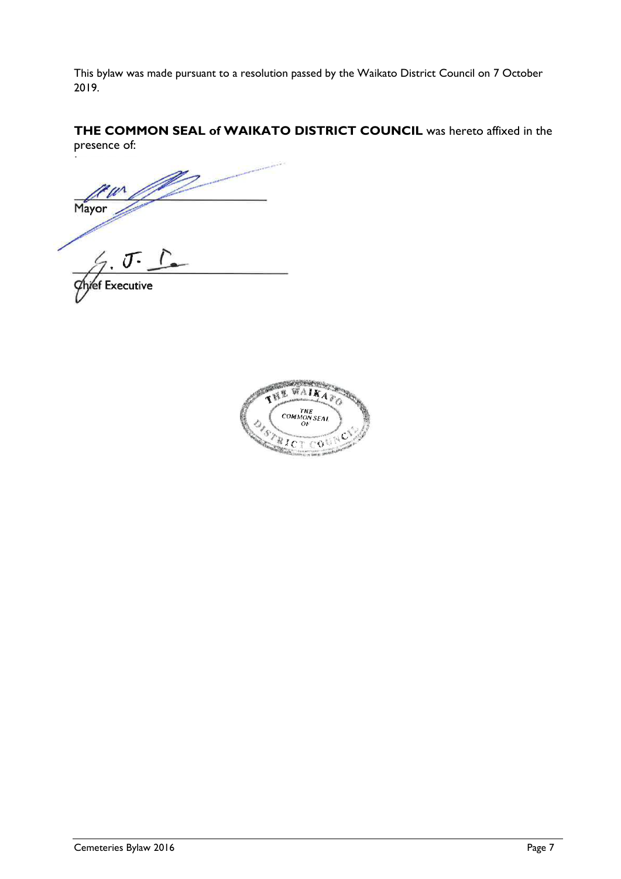This bylaw was made pursuant to a resolution passed by the Waikato District Council on 7 October 2019.

**THE COMMON SEAL of WAIKATO DISTRICT COUNCIL** was hereto affixed in the presence of:

Mayor

Chief Executive